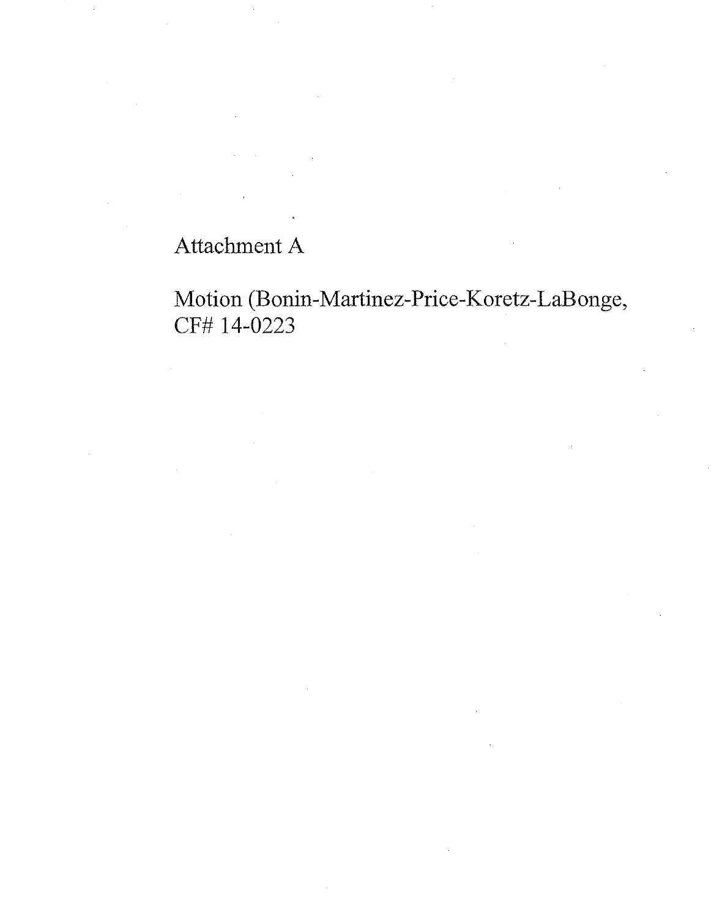Attachment A

Motion (Bonin-Martinez-Price-Koretz-LaBonge, CF# 14-0223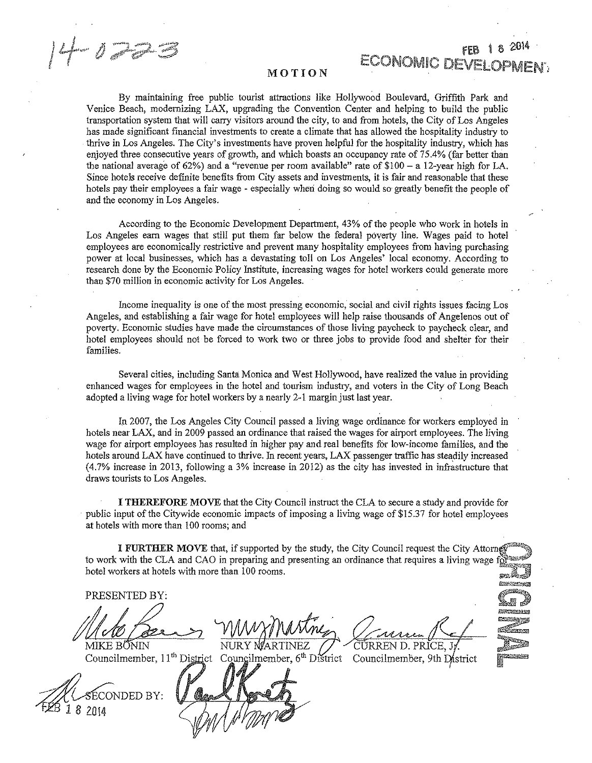14-0223

FEB 18 2014
ECONOMIC DEVELOPMENT

# MOTION

By maintaining free public tourist attractions like Hollywood Boulevard, Griffith Park and Venice Beach, modernizing LAX, upgrading the Convention Center and helping to build the public transportation system that will carry visitors around the city, to and from hotels, the City of Los Angeles has made significant financial investments to create a climate that has allowed the hospitality industry to thrive in Los Angeles. The City's investments have proven helpful for the hospitality industry, which has enjoyed three consecutive years of growth, and which boasts an occupancy rate of 75.4% (far better than the national average of 62%) and a "revenue per room available" rate of $100 – a 12-year high for LA. Since hotels receive definite benefits from City assets and investments, it is fair and reasonable that these hotels pay their employees a fair wage - especially when doing so would so greatly benefit the people of and the economy in Los Angeles.

According to the Economic Development Department, 43% of the people who work in hotels in Los Angeles earn wages that still put them far below the federal poverty line. Wages paid to hotel employees are economically restrictive and prevent many hospitality employees from having purchasing power at local businesses, which has a devastating toll on Los Angeles' local economy. According to research done by the Economic Policy Institute, increasing wages for hotel workers could generate more than $70 million in economic activity for Los Angeles.

Income inequality is one of the most pressing economic, social and civil rights issues facing Los Angeles, and establishing a fair wage for hotel employees will help raise thousands of Angelenos out of poverty. Economic studies have made the circumstances of those living paycheck to paycheck clear, and hotel employees should not be forced to work two or three jobs to provide food and shelter for their families.

Several cities, including Santa Monica and West Hollywood, have realized the value in providing enhanced wages for employees in the hotel and tourism industry, and voters in the City of Long Beach adopted a living wage for hotel workers by a nearly 2-1 margin just last year.

In 2007, the Los Angeles City Council passed a living wage ordinance for workers employed in hotels near LAX, and in 2009 passed an ordinance that raised the wages for airport employees. The living wage for airport employees has resulted in higher pay and real benefits for low-income families, and the hotels around LAX have continued to thrive. In recent years, LAX passenger traffic has steadily increased (4.7% increase in 2013, following a 3% increase in 2012) as the city has invested in infrastructure that draws tourists to Los Angeles.

**I THEREFORE MOVE** that the City Council instruct the CLA to secure a study and provide for public input of the Citywide economic impacts of imposing a living wage of $15.37 for hotel employees at hotels with more than 100 rooms; and

**I FURTHER MOVE** that, if supported by the study, the City Council request the City Attorney to work with the CLA and CAO in preparing and presenting an ordinance that requires a living wage for hotel workers at hotels with more than 100 rooms.

PRESENTED BY:

MIKE BONIN
Councilmember, 11th District

NURY MARTINEZ
Councilmember, 6th District

CURREN D. PRICE, Jr.
Councilmember, 9th District

SECONDED BY:

FEB 18 2014

ORIGINAL